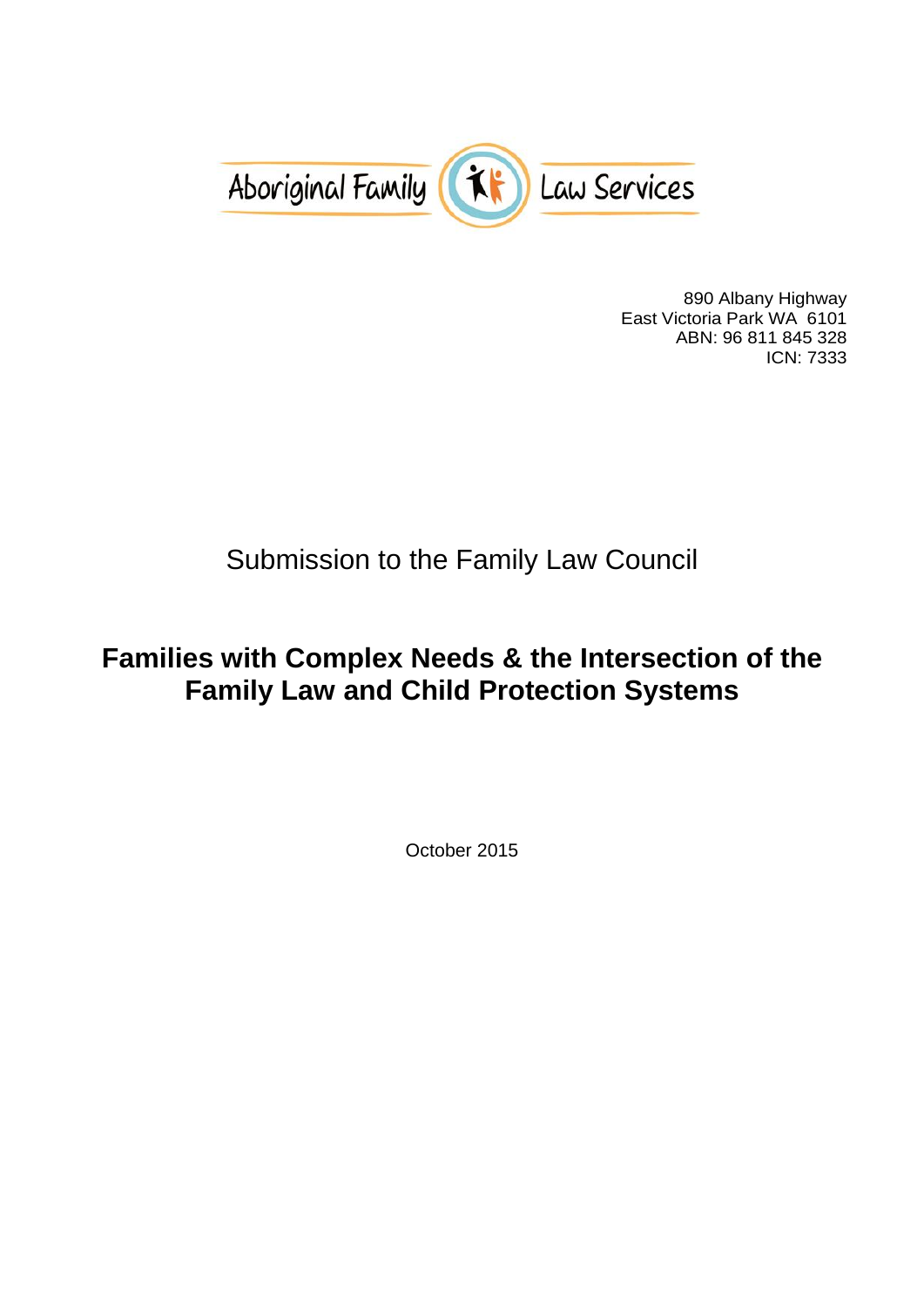Aboriginal Family Law Services

890 Albany Highway
East Victoria Park WA 6101
ABN: 96 811 845 328
ICN: 7333

Submission to the Family Law Council

# Families with Complex Needs & the Intersection of the Family Law and Child Protection Systems

October 2015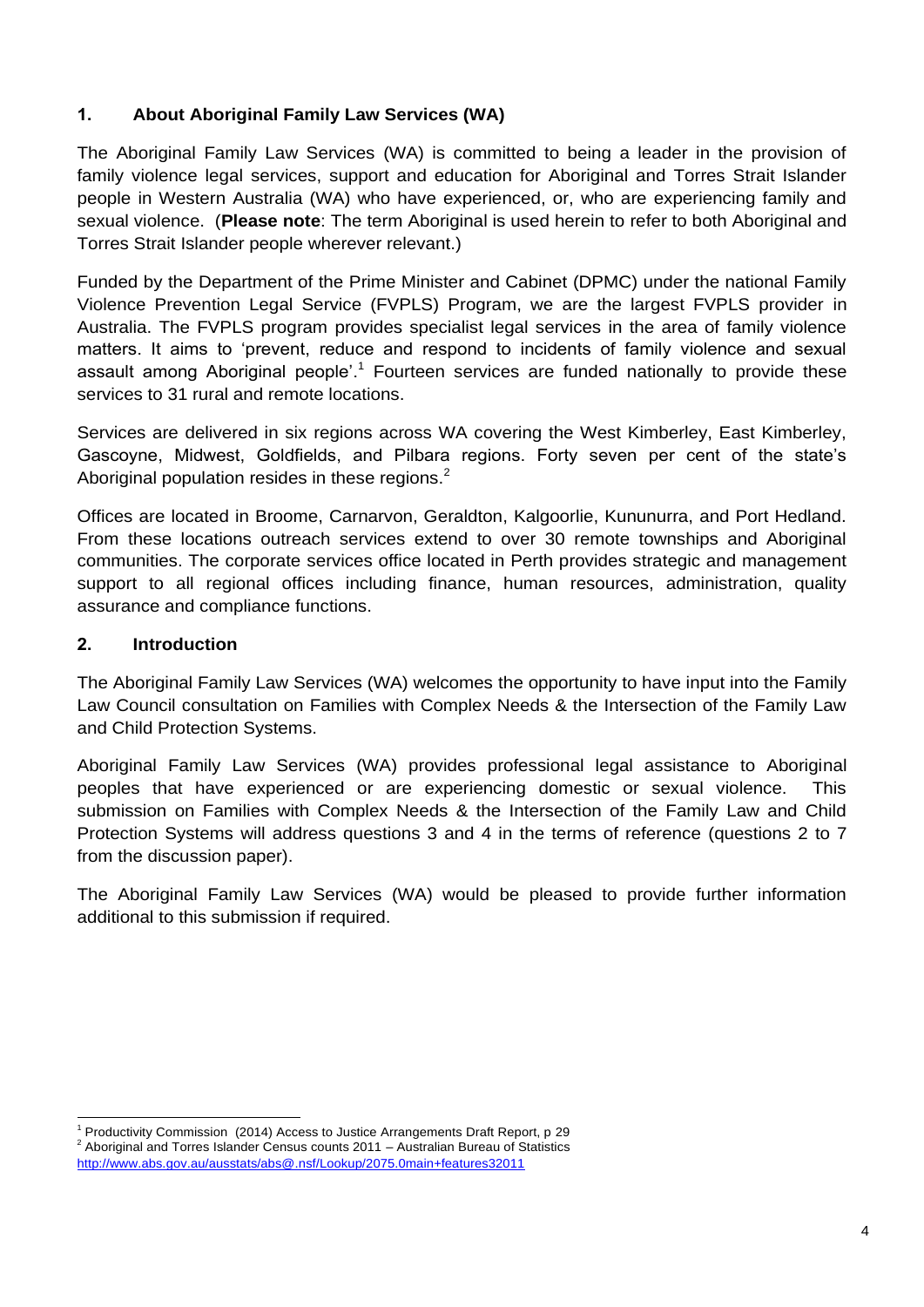## 1. About Aboriginal Family Law Services (WA)

The Aboriginal Family Law Services (WA) is committed to being a leader in the provision of family violence legal services, support and education for Aboriginal and Torres Strait Islander people in Western Australia (WA) who have experienced, or, who are experiencing family and sexual violence. (**Please note**: The term Aboriginal is used herein to refer to both Aboriginal and Torres Strait Islander people wherever relevant.)

Funded by the Department of the Prime Minister and Cabinet (DPMC) under the national Family Violence Prevention Legal Service (FVPLS) Program, we are the largest FVPLS provider in Australia. The FVPLS program provides specialist legal services in the area of family violence matters. It aims to 'prevent, reduce and respond to incidents of family violence and sexual assault among Aboriginal people'.[1] Fourteen services are funded nationally to provide these services to 31 rural and remote locations.

Services are delivered in six regions across WA covering the West Kimberley, East Kimberley, Gascoyne, Midwest, Goldfields, and Pilbara regions. Forty seven per cent of the state's Aboriginal population resides in these regions.[2]

Offices are located in Broome, Carnarvon, Geraldton, Kalgoorlie, Kununurra, and Port Hedland. From these locations outreach services extend to over 30 remote townships and Aboriginal communities. The corporate services office located in Perth provides strategic and management support to all regional offices including finance, human resources, administration, quality assurance and compliance functions.

## 2. Introduction

The Aboriginal Family Law Services (WA) welcomes the opportunity to have input into the Family Law Council consultation on Families with Complex Needs & the Intersection of the Family Law and Child Protection Systems.

Aboriginal Family Law Services (WA) provides professional legal assistance to Aboriginal peoples that have experienced or are experiencing domestic or sexual violence. This submission on Families with Complex Needs & the Intersection of the Family Law and Child Protection Systems will address questions 3 and 4 in the terms of reference (questions 2 to 7 from the discussion paper).

The Aboriginal Family Law Services (WA) would be pleased to provide further information additional to this submission if required.

---

[1] Productivity Commission (2014) Access to Justice Arrangements Draft Report, p 29

[2] Aboriginal and Torres Islander Census counts 2011 – Australian Bureau of Statistics http://www.abs.gov.au/ausstats/abs@.nsf/Lookup/2075.0main+features32011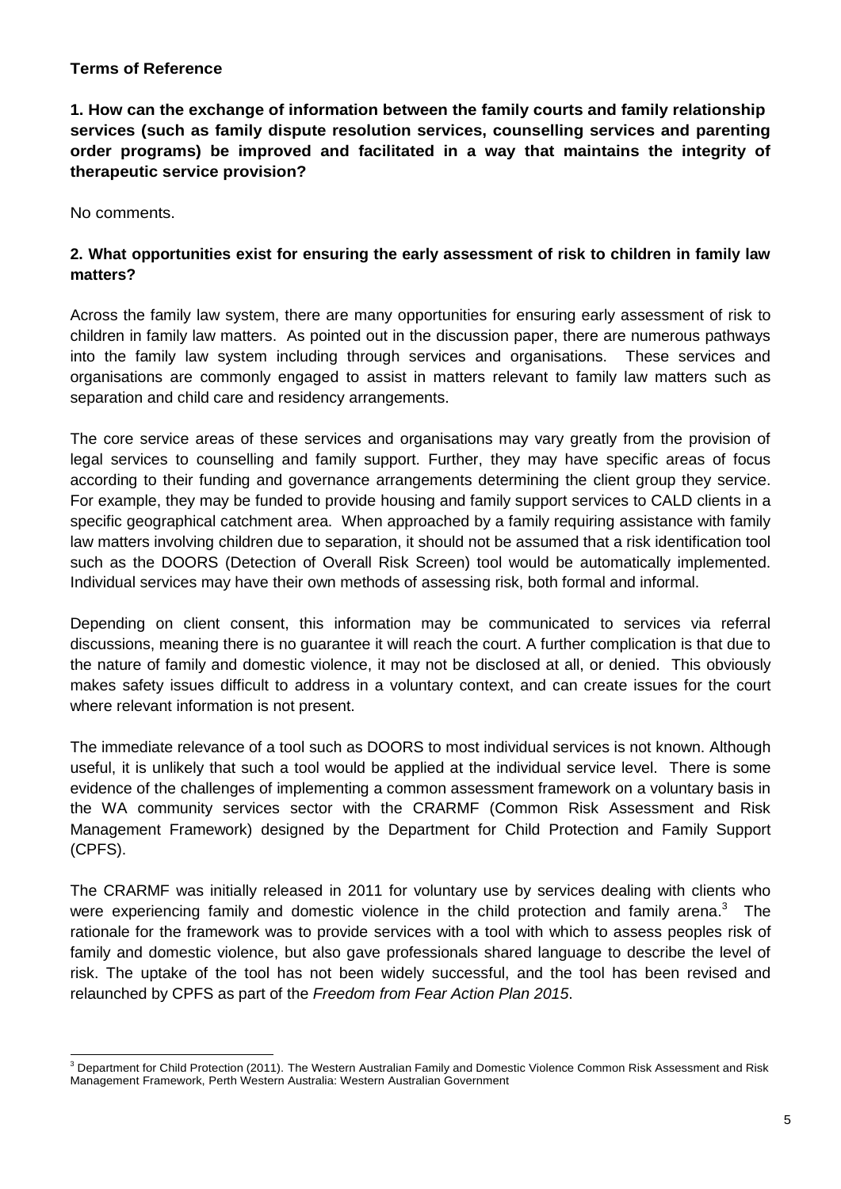**Terms of Reference**

**1. How can the exchange of information between the family courts and family relationship services (such as family dispute resolution services, counselling services and parenting order programs) be improved and facilitated in a way that maintains the integrity of therapeutic service provision?**

No comments.

**2. What opportunities exist for ensuring the early assessment of risk to children in family law matters?**

Across the family law system, there are many opportunities for ensuring early assessment of risk to children in family law matters. As pointed out in the discussion paper, there are numerous pathways into the family law system including through services and organisations. These services and organisations are commonly engaged to assist in matters relevant to family law matters such as separation and child care and residency arrangements.

The core service areas of these services and organisations may vary greatly from the provision of legal services to counselling and family support. Further, they may have specific areas of focus according to their funding and governance arrangements determining the client group they service. For example, they may be funded to provide housing and family support services to CALD clients in a specific geographical catchment area. When approached by a family requiring assistance with family law matters involving children due to separation, it should not be assumed that a risk identification tool such as the DOORS (Detection of Overall Risk Screen) tool would be automatically implemented. Individual services may have their own methods of assessing risk, both formal and informal.

Depending on client consent, this information may be communicated to services via referral discussions, meaning there is no guarantee it will reach the court. A further complication is that due to the nature of family and domestic violence, it may not be disclosed at all, or denied. This obviously makes safety issues difficult to address in a voluntary context, and can create issues for the court where relevant information is not present.

The immediate relevance of a tool such as DOORS to most individual services is not known. Although useful, it is unlikely that such a tool would be applied at the individual service level. There is some evidence of the challenges of implementing a common assessment framework on a voluntary basis in the WA community services sector with the CRARMF (Common Risk Assessment and Risk Management Framework) designed by the Department for Child Protection and Family Support (CPFS).

The CRARMF was initially released in 2011 for voluntary use by services dealing with clients who were experiencing family and domestic violence in the child protection and family arena.[3] The rationale for the framework was to provide services with a tool with which to assess peoples risk of family and domestic violence, but also gave professionals shared language to describe the level of risk. The uptake of the tool has not been widely successful, and the tool has been revised and relaunched by CPFS as part of the *Freedom from Fear Action Plan 2015*.

---

[3] Department for Child Protection (2011). The Western Australian Family and Domestic Violence Common Risk Assessment and Risk Management Framework, Perth Western Australia: Western Australian Government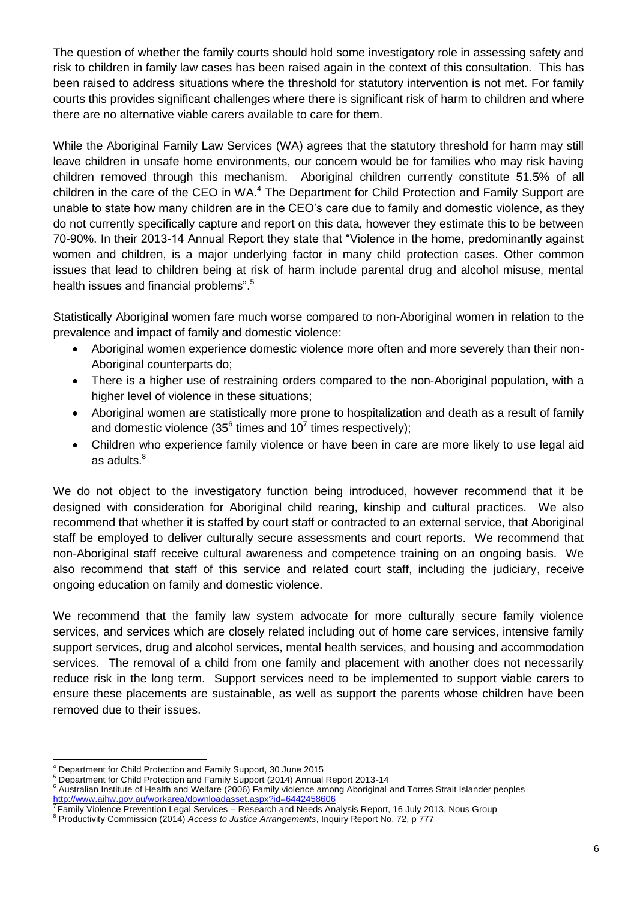The question of whether the family courts should hold some investigatory role in assessing safety and risk to children in family law cases has been raised again in the context of this consultation. This has been raised to address situations where the threshold for statutory intervention is not met. For family courts this provides significant challenges where there is significant risk of harm to children and where there are no alternative viable carers available to care for them.

While the Aboriginal Family Law Services (WA) agrees that the statutory threshold for harm may still leave children in unsafe home environments, our concern would be for families who may risk having children removed through this mechanism. Aboriginal children currently constitute 51.5% of all children in the care of the CEO in WA.[4] The Department for Child Protection and Family Support are unable to state how many children are in the CEO's care due to family and domestic violence, as they do not currently specifically capture and report on this data, however they estimate this to be between 70-90%. In their 2013-14 Annual Report they state that "Violence in the home, predominantly against women and children, is a major underlying factor in many child protection cases. Other common issues that lead to children being at risk of harm include parental drug and alcohol misuse, mental health issues and financial problems".[5]

Statistically Aboriginal women fare much worse compared to non-Aboriginal women in relation to the prevalence and impact of family and domestic violence:

- Aboriginal women experience domestic violence more often and more severely than their non-Aboriginal counterparts do;
- There is a higher use of restraining orders compared to the non-Aboriginal population, with a higher level of violence in these situations;
- Aboriginal women are statistically more prone to hospitalization and death as a result of family and domestic violence (35[6] times and 10[7] times respectively);
- Children who experience family violence or have been in care are more likely to use legal aid as adults.[8]

We do not object to the investigatory function being introduced, however recommend that it be designed with consideration for Aboriginal child rearing, kinship and cultural practices. We also recommend that whether it is staffed by court staff or contracted to an external service, that Aboriginal staff be employed to deliver culturally secure assessments and court reports. We recommend that non-Aboriginal staff receive cultural awareness and competence training on an ongoing basis. We also recommend that staff of this service and related court staff, including the judiciary, receive ongoing education on family and domestic violence.

We recommend that the family law system advocate for more culturally secure family violence services, and services which are closely related including out of home care services, intensive family support services, drug and alcohol services, mental health services, and housing and accommodation services. The removal of a child from one family and placement with another does not necessarily reduce risk in the long term. Support services need to be implemented to support viable carers to ensure these placements are sustainable, as well as support the parents whose children have been removed due to their issues.

---

[4] Department for Child Protection and Family Support, 30 June 2015

[5] Department for Child Protection and Family Support (2014) Annual Report 2013-14

[6] Australian Institute of Health and Welfare (2006) Family violence among Aboriginal and Torres Strait Islander peoples http://www.aihw.gov.au/workarea/downloadasset.aspx?id=6442458606

[7] Family Violence Prevention Legal Services – Research and Needs Analysis Report, 16 July 2013, Nous Group

[8] Productivity Commission (2014) *Access to Justice Arrangements*, Inquiry Report No. 72, p 777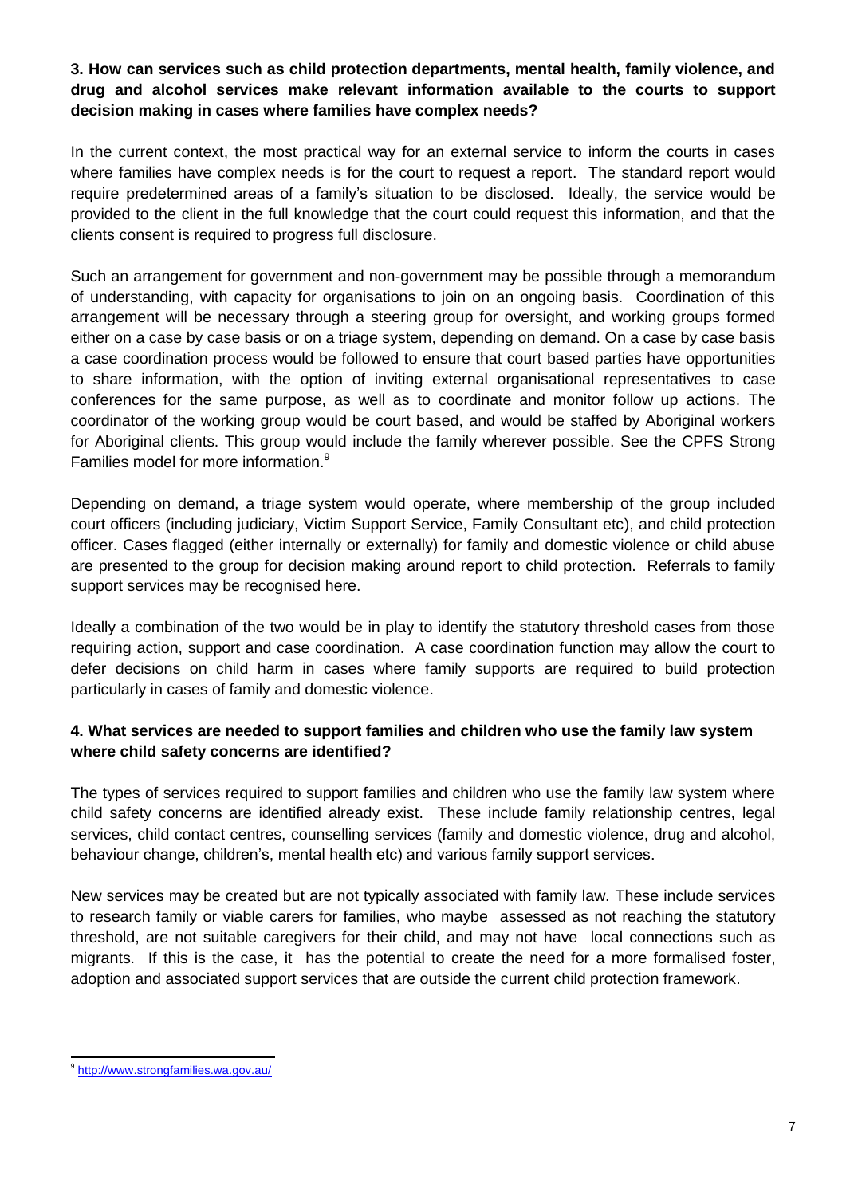**3. How can services such as child protection departments, mental health, family violence, and drug and alcohol services make relevant information available to the courts to support decision making in cases where families have complex needs?**

In the current context, the most practical way for an external service to inform the courts in cases where families have complex needs is for the court to request a report. The standard report would require predetermined areas of a family's situation to be disclosed. Ideally, the service would be provided to the client in the full knowledge that the court could request this information, and that the clients consent is required to progress full disclosure.

Such an arrangement for government and non-government may be possible through a memorandum of understanding, with capacity for organisations to join on an ongoing basis. Coordination of this arrangement will be necessary through a steering group for oversight, and working groups formed either on a case by case basis or on a triage system, depending on demand. On a case by case basis a case coordination process would be followed to ensure that court based parties have opportunities to share information, with the option of inviting external organisational representatives to case conferences for the same purpose, as well as to coordinate and monitor follow up actions. The coordinator of the working group would be court based, and would be staffed by Aboriginal workers for Aboriginal clients. This group would include the family wherever possible. See the CPFS Strong Families model for more information.[9]

Depending on demand, a triage system would operate, where membership of the group included court officers (including judiciary, Victim Support Service, Family Consultant etc), and child protection officer. Cases flagged (either internally or externally) for family and domestic violence or child abuse are presented to the group for decision making around report to child protection. Referrals to family support services may be recognised here.

Ideally a combination of the two would be in play to identify the statutory threshold cases from those requiring action, support and case coordination. A case coordination function may allow the court to defer decisions on child harm in cases where family supports are required to build protection particularly in cases of family and domestic violence.

**4. What services are needed to support families and children who use the family law system where child safety concerns are identified?**

The types of services required to support families and children who use the family law system where child safety concerns are identified already exist. These include family relationship centres, legal services, child contact centres, counselling services (family and domestic violence, drug and alcohol, behaviour change, children's, mental health etc) and various family support services.

New services may be created but are not typically associated with family law. These include services to research family or viable carers for families, who maybe assessed as not reaching the statutory threshold, are not suitable caregivers for their child, and may not have local connections such as migrants. If this is the case, it has the potential to create the need for a more formalised foster, adoption and associated support services that are outside the current child protection framework.

---

[9] http://www.strongfamilies.wa.gov.au/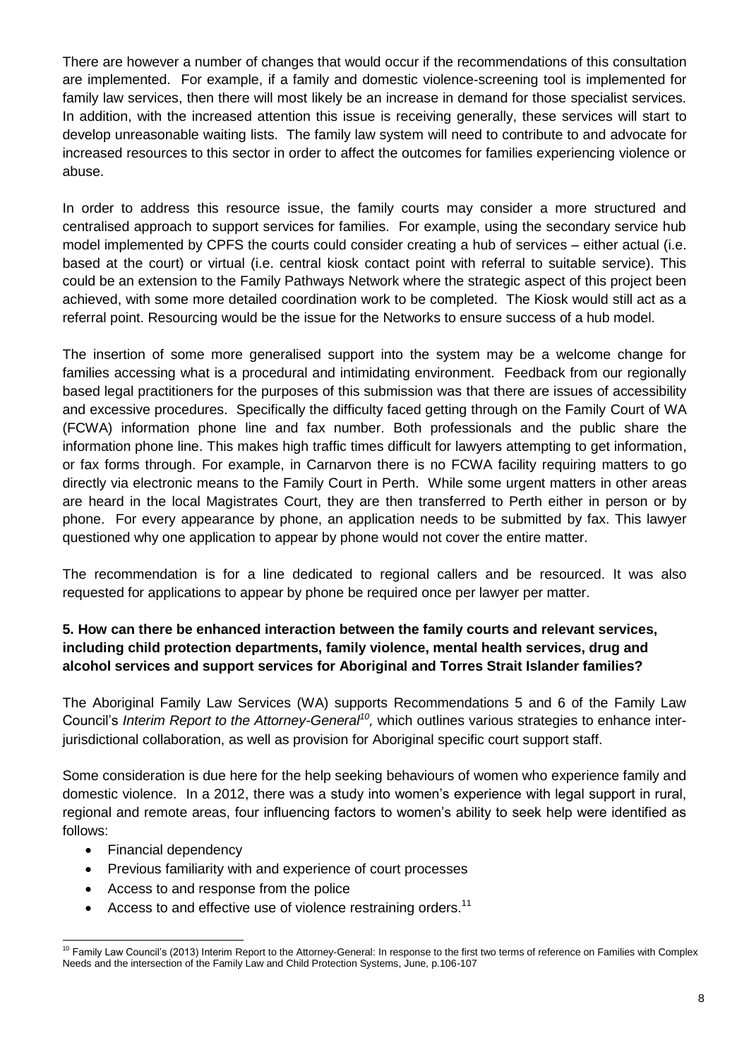There are however a number of changes that would occur if the recommendations of this consultation are implemented. For example, if a family and domestic violence-screening tool is implemented for family law services, then there will most likely be an increase in demand for those specialist services. In addition, with the increased attention this issue is receiving generally, these services will start to develop unreasonable waiting lists. The family law system will need to contribute to and advocate for increased resources to this sector in order to affect the outcomes for families experiencing violence or abuse.

In order to address this resource issue, the family courts may consider a more structured and centralised approach to support services for families. For example, using the secondary service hub model implemented by CPFS the courts could consider creating a hub of services – either actual (i.e. based at the court) or virtual (i.e. central kiosk contact point with referral to suitable service). This could be an extension to the Family Pathways Network where the strategic aspect of this project been achieved, with some more detailed coordination work to be completed. The Kiosk would still act as a referral point. Resourcing would be the issue for the Networks to ensure success of a hub model.

The insertion of some more generalised support into the system may be a welcome change for families accessing what is a procedural and intimidating environment. Feedback from our regionally based legal practitioners for the purposes of this submission was that there are issues of accessibility and excessive procedures. Specifically the difficulty faced getting through on the Family Court of WA (FCWA) information phone line and fax number. Both professionals and the public share the information phone line. This makes high traffic times difficult for lawyers attempting to get information, or fax forms through. For example, in Carnarvon there is no FCWA facility requiring matters to go directly via electronic means to the Family Court in Perth. While some urgent matters in other areas are heard in the local Magistrates Court, they are then transferred to Perth either in person or by phone. For every appearance by phone, an application needs to be submitted by fax. This lawyer questioned why one application to appear by phone would not cover the entire matter.

The recommendation is for a line dedicated to regional callers and be resourced. It was also requested for applications to appear by phone be required once per lawyer per matter.

### 5. How can there be enhanced interaction between the family courts and relevant services, including child protection departments, family violence, mental health services, drug and alcohol services and support services for Aboriginal and Torres Strait Islander families?

The Aboriginal Family Law Services (WA) supports Recommendations 5 and 6 of the Family Law Council's *Interim Report to the Attorney-General*[10], which outlines various strategies to enhance inter-jurisdictional collaboration, as well as provision for Aboriginal specific court support staff.

Some consideration is due here for the help seeking behaviours of women who experience family and domestic violence. In a 2012, there was a study into women's experience with legal support in rural, regional and remote areas, four influencing factors to women's ability to seek help were identified as follows:

- Financial dependency
- Previous familiarity with and experience of court processes
- Access to and response from the police
- Access to and effective use of violence restraining orders.[11]

---

[10] Family Law Council's (2013) Interim Report to the Attorney-General: In response to the first two terms of reference on Families with Complex Needs and the intersection of the Family Law and Child Protection Systems, June, p.106-107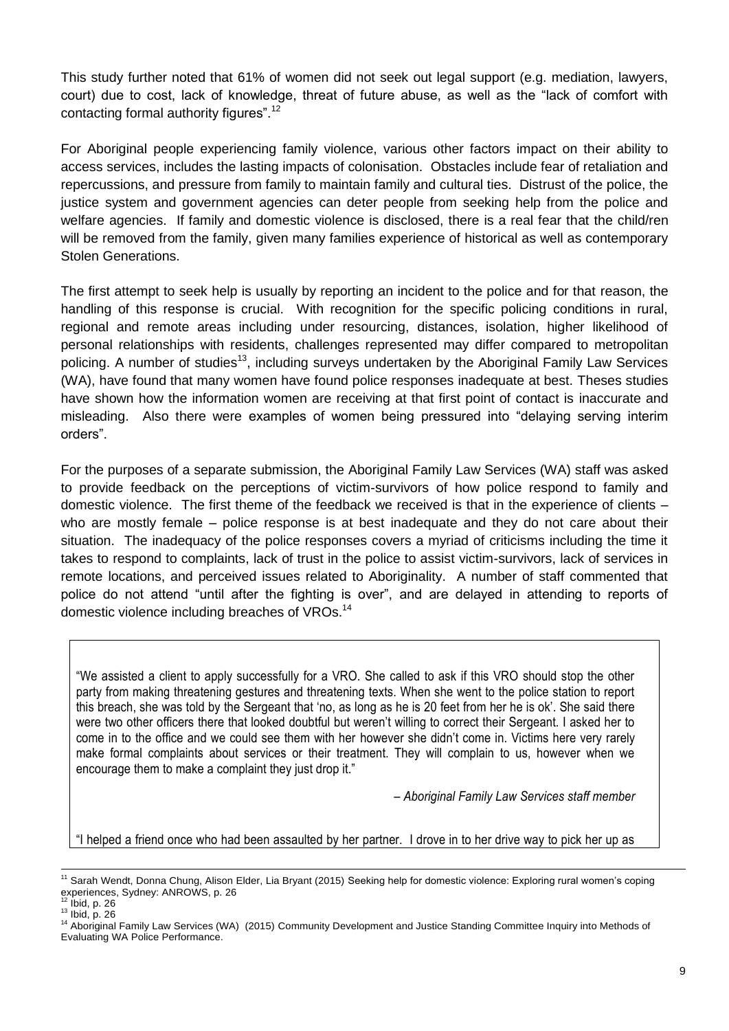This study further noted that 61% of women did not seek out legal support (e.g. mediation, lawyers, court) due to cost, lack of knowledge, threat of future abuse, as well as the "lack of comfort with contacting formal authority figures".[12]

For Aboriginal people experiencing family violence, various other factors impact on their ability to access services, includes the lasting impacts of colonisation. Obstacles include fear of retaliation and repercussions, and pressure from family to maintain family and cultural ties. Distrust of the police, the justice system and government agencies can deter people from seeking help from the police and welfare agencies. If family and domestic violence is disclosed, there is a real fear that the child/ren will be removed from the family, given many families experience of historical as well as contemporary Stolen Generations.

The first attempt to seek help is usually by reporting an incident to the police and for that reason, the handling of this response is crucial. With recognition for the specific policing conditions in rural, regional and remote areas including under resourcing, distances, isolation, higher likelihood of personal relationships with residents, challenges represented may differ compared to metropolitan policing. A number of studies[13], including surveys undertaken by the Aboriginal Family Law Services (WA), have found that many women have found police responses inadequate at best. Theses studies have shown how the information women are receiving at that first point of contact is inaccurate and misleading. Also there were examples of women being pressured into "delaying serving interim orders".

For the purposes of a separate submission, the Aboriginal Family Law Services (WA) staff was asked to provide feedback on the perceptions of victim-survivors of how police respond to family and domestic violence. The first theme of the feedback we received is that in the experience of clients – who are mostly female – police response is at best inadequate and they do not care about their situation. The inadequacy of the police responses covers a myriad of criticisms including the time it takes to respond to complaints, lack of trust in the police to assist victim-survivors, lack of services in remote locations, and perceived issues related to Aboriginality. A number of staff commented that police do not attend "until after the fighting is over", and are delayed in attending to reports of domestic violence including breaches of VROs.[14]

> "We assisted a client to apply successfully for a VRO. She called to ask if this VRO should stop the other party from making threatening gestures and threatening texts. When she went to the police station to report this breach, she was told by the Sergeant that 'no, as long as he is 20 feet from her he is ok'. She said there were two other officers there that looked doubtful but weren't willing to correct their Sergeant. I asked her to come in to the office and we could see them with her however she didn't come in. Victims here very rarely make formal complaints about services or their treatment. They will complain to us, however when we encourage them to make a complaint they just drop it."
>
> *– Aboriginal Family Law Services staff member*
>
> "I helped a friend once who had been assaulted by her partner. I drove in to her drive way to pick her up as

[11] Sarah Wendt, Donna Chung, Alison Elder, Lia Bryant (2015) Seeking help for domestic violence: Exploring rural women's coping experiences, Sydney: ANROWS, p. 26

[12] Ibid, p. 26

[13] Ibid, p. 26

[14] Aboriginal Family Law Services (WA) (2015) Community Development and Justice Standing Committee Inquiry into Methods of Evaluating WA Police Performance.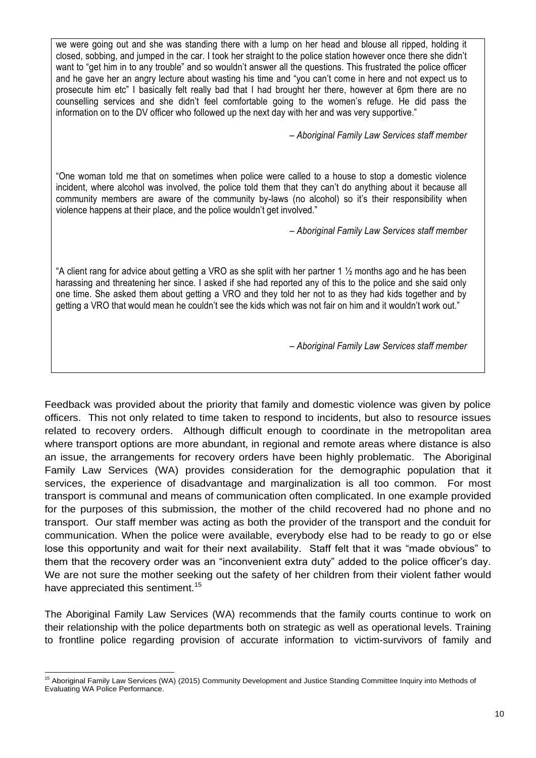we were going out and she was standing there with a lump on her head and blouse all ripped, holding it closed, sobbing, and jumped in the car. I took her straight to the police station however once there she didn't want to "get him in to any trouble" and so wouldn't answer all the questions. This frustrated the police officer and he gave her an angry lecture about wasting his time and "you can't come in here and not expect us to prosecute him etc" I basically felt really bad that I had brought her there, however at 6pm there are no counselling services and she didn't feel comfortable going to the women's refuge. He did pass the information on to the DV officer who followed up the next day with her and was very supportive."

*– Aboriginal Family Law Services staff member*

"One woman told me that on sometimes when police were called to a house to stop a domestic violence incident, where alcohol was involved, the police told them that they can't do anything about it because all community members are aware of the community by-laws (no alcohol) so it's their responsibility when violence happens at their place, and the police wouldn't get involved."

*– Aboriginal Family Law Services staff member*

"A client rang for advice about getting a VRO as she split with her partner 1 ½ months ago and he has been harassing and threatening her since. I asked if she had reported any of this to the police and she said only one time. She asked them about getting a VRO and they told her not to as they had kids together and by getting a VRO that would mean he couldn't see the kids which was not fair on him and it wouldn't work out."

*– Aboriginal Family Law Services staff member*

Feedback was provided about the priority that family and domestic violence was given by police officers. This not only related to time taken to respond to incidents, but also to resource issues related to recovery orders. Although difficult enough to coordinate in the metropolitan area where transport options are more abundant, in regional and remote areas where distance is also an issue, the arrangements for recovery orders have been highly problematic. The Aboriginal Family Law Services (WA) provides consideration for the demographic population that it services, the experience of disadvantage and marginalization is all too common. For most transport is communal and means of communication often complicated. In one example provided for the purposes of this submission, the mother of the child recovered had no phone and no transport. Our staff member was acting as both the provider of the transport and the conduit for communication. When the police were available, everybody else had to be ready to go or else lose this opportunity and wait for their next availability. Staff felt that it was "made obvious" to them that the recovery order was an "inconvenient extra duty" added to the police officer's day. We are not sure the mother seeking out the safety of her children from their violent father would have appreciated this sentiment.[15]

The Aboriginal Family Law Services (WA) recommends that the family courts continue to work on their relationship with the police departments both on strategic as well as operational levels. Training to frontline police regarding provision of accurate information to victim-survivors of family and

[15] Aboriginal Family Law Services (WA) (2015) Community Development and Justice Standing Committee Inquiry into Methods of Evaluating WA Police Performance.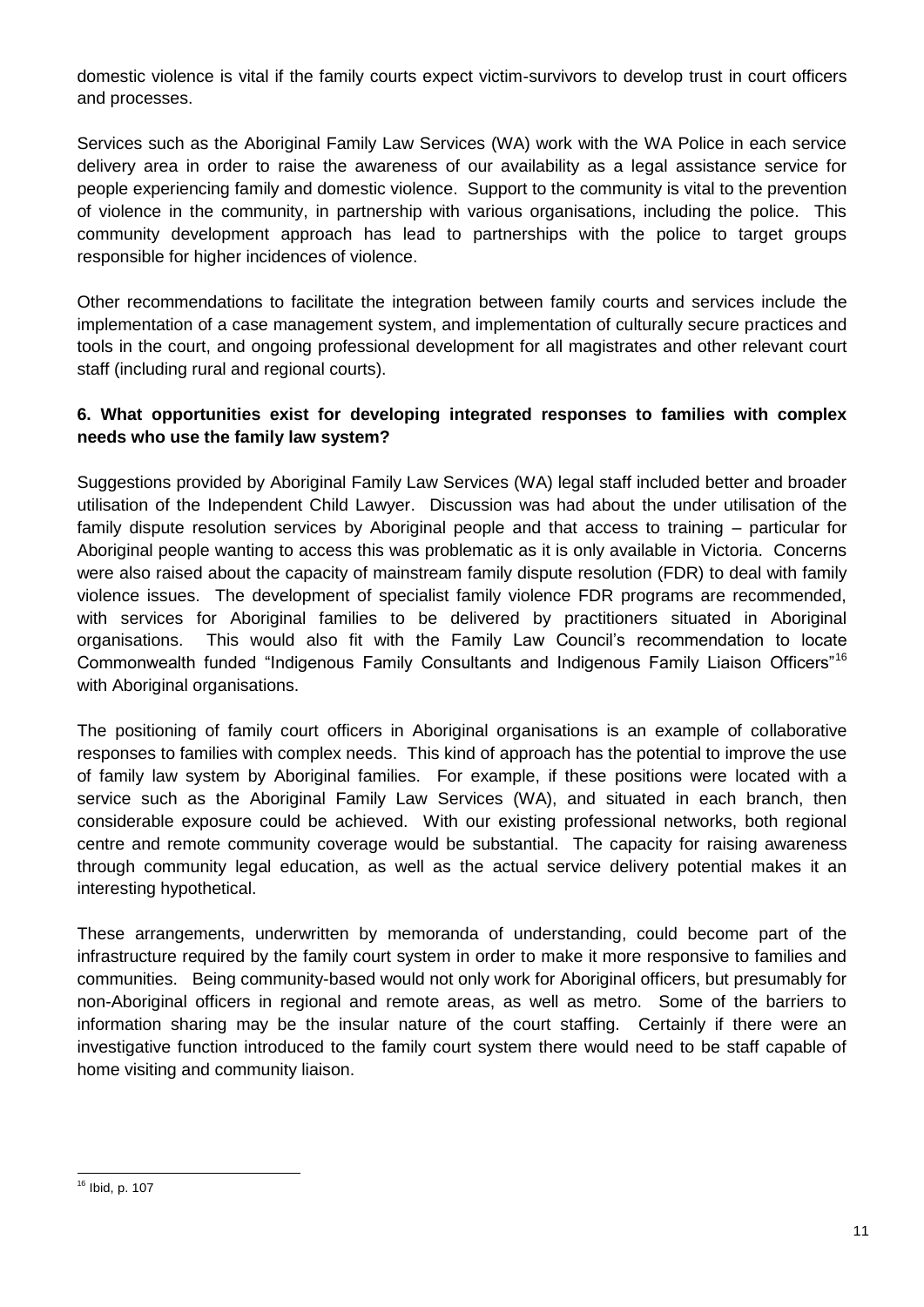domestic violence is vital if the family courts expect victim-survivors to develop trust in court officers and processes.

Services such as the Aboriginal Family Law Services (WA) work with the WA Police in each service delivery area in order to raise the awareness of our availability as a legal assistance service for people experiencing family and domestic violence. Support to the community is vital to the prevention of violence in the community, in partnership with various organisations, including the police. This community development approach has lead to partnerships with the police to target groups responsible for higher incidences of violence.

Other recommendations to facilitate the integration between family courts and services include the implementation of a case management system, and implementation of culturally secure practices and tools in the court, and ongoing professional development for all magistrates and other relevant court staff (including rural and regional courts).

**6. What opportunities exist for developing integrated responses to families with complex needs who use the family law system?**

Suggestions provided by Aboriginal Family Law Services (WA) legal staff included better and broader utilisation of the Independent Child Lawyer. Discussion was had about the under utilisation of the family dispute resolution services by Aboriginal people and that access to training – particular for Aboriginal people wanting to access this was problematic as it is only available in Victoria. Concerns were also raised about the capacity of mainstream family dispute resolution (FDR) to deal with family violence issues. The development of specialist family violence FDR programs are recommended, with services for Aboriginal families to be delivered by practitioners situated in Aboriginal organisations. This would also fit with the Family Law Council's recommendation to locate Commonwealth funded "Indigenous Family Consultants and Indigenous Family Liaison Officers"[16] with Aboriginal organisations.

The positioning of family court officers in Aboriginal organisations is an example of collaborative responses to families with complex needs. This kind of approach has the potential to improve the use of family law system by Aboriginal families. For example, if these positions were located with a service such as the Aboriginal Family Law Services (WA), and situated in each branch, then considerable exposure could be achieved. With our existing professional networks, both regional centre and remote community coverage would be substantial. The capacity for raising awareness through community legal education, as well as the actual service delivery potential makes it an interesting hypothetical.

These arrangements, underwritten by memoranda of understanding, could become part of the infrastructure required by the family court system in order to make it more responsive to families and communities. Being community-based would not only work for Aboriginal officers, but presumably for non-Aboriginal officers in regional and remote areas, as well as metro. Some of the barriers to information sharing may be the insular nature of the court staffing. Certainly if there were an investigative function introduced to the family court system there would need to be staff capable of home visiting and community liaison.

[16] Ibid, p. 107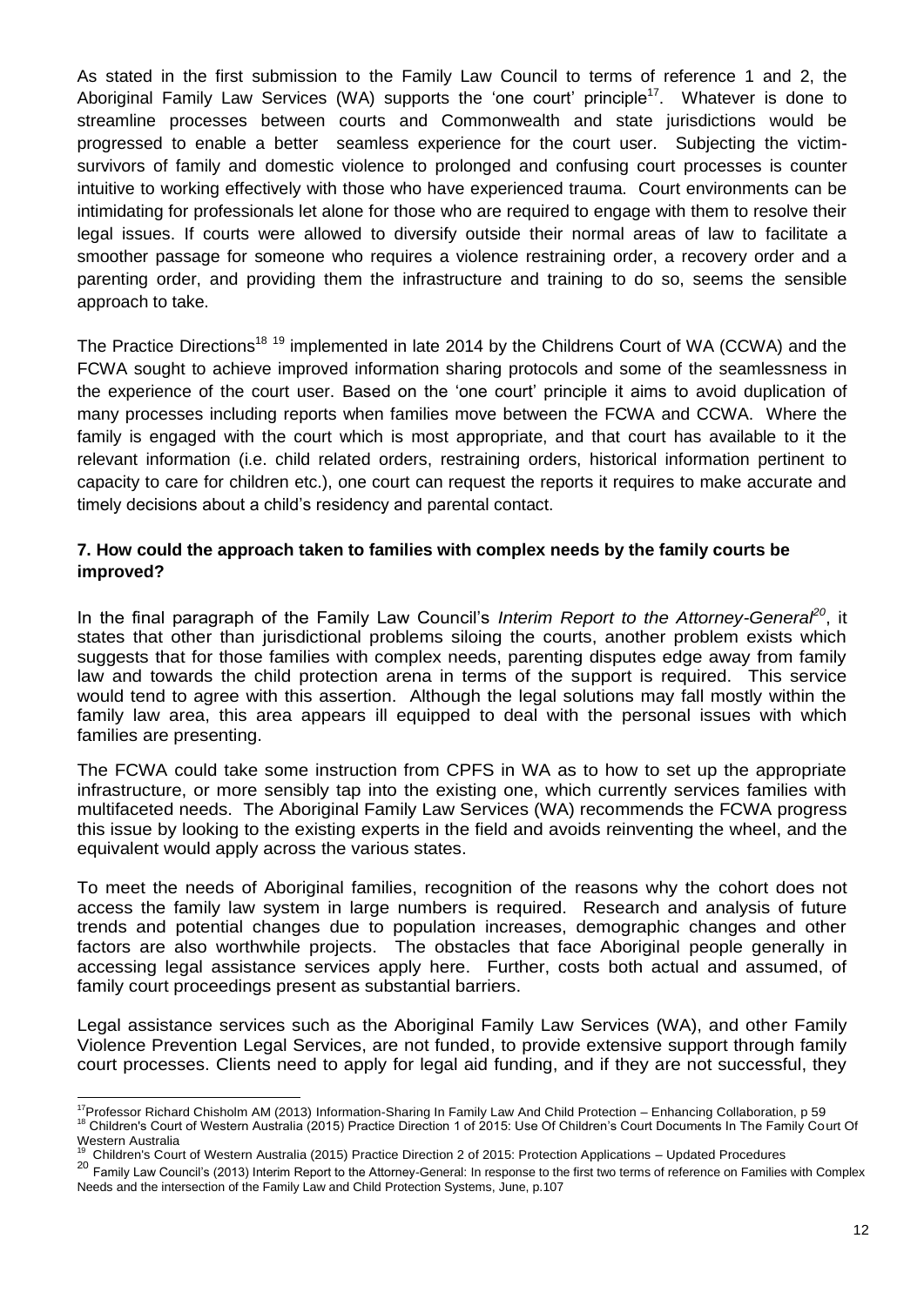As stated in the first submission to the Family Law Council to terms of reference 1 and 2, the Aboriginal Family Law Services (WA) supports the 'one court' principle[17]. Whatever is done to streamline processes between courts and Commonwealth and state jurisdictions would be progressed to enable a better seamless experience for the court user. Subjecting the victim-survivors of family and domestic violence to prolonged and confusing court processes is counter intuitive to working effectively with those who have experienced trauma. Court environments can be intimidating for professionals let alone for those who are required to engage with them to resolve their legal issues. If courts were allowed to diversify outside their normal areas of law to facilitate a smoother passage for someone who requires a violence restraining order, a recovery order and a parenting order, and providing them the infrastructure and training to do so, seems the sensible approach to take.

The Practice Directions[18] [19] implemented in late 2014 by the Childrens Court of WA (CCWA) and the FCWA sought to achieve improved information sharing protocols and some of the seamlessness in the experience of the court user. Based on the 'one court' principle it aims to avoid duplication of many processes including reports when families move between the FCWA and CCWA. Where the family is engaged with the court which is most appropriate, and that court has available to it the relevant information (i.e. child related orders, restraining orders, historical information pertinent to capacity to care for children etc.), one court can request the reports it requires to make accurate and timely decisions about a child's residency and parental contact.

**7. How could the approach taken to families with complex needs by the family courts be improved?**

In the final paragraph of the Family Law Council's *Interim Report to the Attorney-General*[20], it states that other than jurisdictional problems siloing the courts, another problem exists which suggests that for those families with complex needs, parenting disputes edge away from family law and towards the child protection arena in terms of the support is required. This service would tend to agree with this assertion. Although the legal solutions may fall mostly within the family law area, this area appears ill equipped to deal with the personal issues with which families are presenting.

The FCWA could take some instruction from CPFS in WA as to how to set up the appropriate infrastructure, or more sensibly tap into the existing one, which currently services families with multifaceted needs. The Aboriginal Family Law Services (WA) recommends the FCWA progress this issue by looking to the existing experts in the field and avoids reinventing the wheel, and the equivalent would apply across the various states.

To meet the needs of Aboriginal families, recognition of the reasons why the cohort does not access the family law system in large numbers is required. Research and analysis of future trends and potential changes due to population increases, demographic changes and other factors are also worthwhile projects. The obstacles that face Aboriginal people generally in accessing legal assistance services apply here. Further, costs both actual and assumed, of family court proceedings present as substantial barriers.

Legal assistance services such as the Aboriginal Family Law Services (WA), and other Family Violence Prevention Legal Services, are not funded, to provide extensive support through family court processes. Clients need to apply for legal aid funding, and if they are not successful, they

---

[17] Professor Richard Chisholm AM (2013) Information-Sharing In Family Law And Child Protection – Enhancing Collaboration, p 59

[18] Children's Court of Western Australia (2015) Practice Direction 1 of 2015: Use Of Children's Court Documents In The Family Court Of Western Australia

[19] Children's Court of Western Australia (2015) Practice Direction 2 of 2015: Protection Applications – Updated Procedures

[20] Family Law Council's (2013) Interim Report to the Attorney-General: In response to the first two terms of reference on Families with Complex Needs and the intersection of the Family Law and Child Protection Systems, June, p.107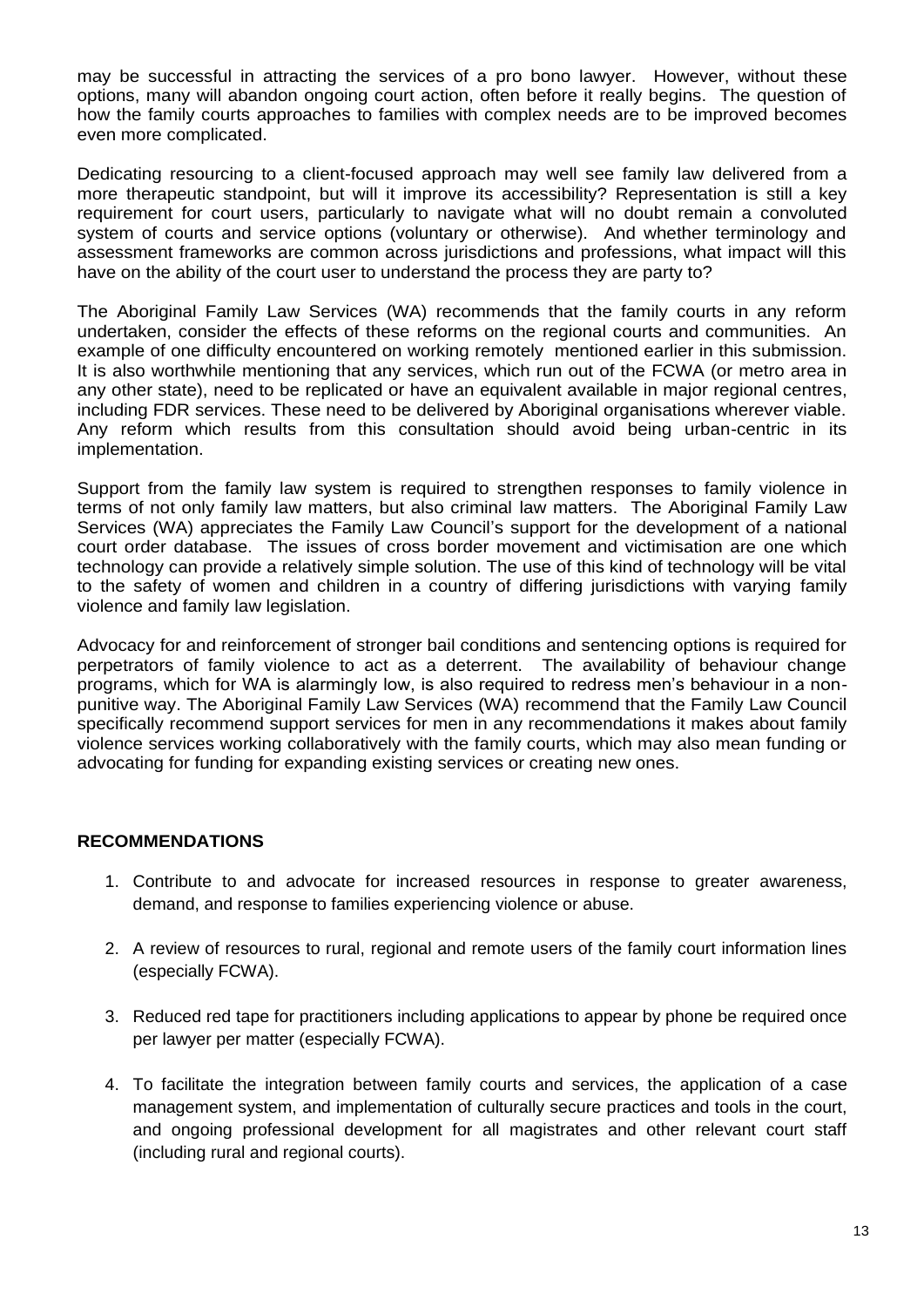may be successful in attracting the services of a pro bono lawyer. However, without these options, many will abandon ongoing court action, often before it really begins. The question of how the family courts approaches to families with complex needs are to be improved becomes even more complicated.

Dedicating resourcing to a client-focused approach may well see family law delivered from a more therapeutic standpoint, but will it improve its accessibility? Representation is still a key requirement for court users, particularly to navigate what will no doubt remain a convoluted system of courts and service options (voluntary or otherwise). And whether terminology and assessment frameworks are common across jurisdictions and professions, what impact will this have on the ability of the court user to understand the process they are party to?

The Aboriginal Family Law Services (WA) recommends that the family courts in any reform undertaken, consider the effects of these reforms on the regional courts and communities. An example of one difficulty encountered on working remotely mentioned earlier in this submission. It is also worthwhile mentioning that any services, which run out of the FCWA (or metro area in any other state), need to be replicated or have an equivalent available in major regional centres, including FDR services. These need to be delivered by Aboriginal organisations wherever viable. Any reform which results from this consultation should avoid being urban-centric in its implementation.

Support from the family law system is required to strengthen responses to family violence in terms of not only family law matters, but also criminal law matters. The Aboriginal Family Law Services (WA) appreciates the Family Law Council's support for the development of a national court order database. The issues of cross border movement and victimisation are one which technology can provide a relatively simple solution. The use of this kind of technology will be vital to the safety of women and children in a country of differing jurisdictions with varying family violence and family law legislation.

Advocacy for and reinforcement of stronger bail conditions and sentencing options is required for perpetrators of family violence to act as a deterrent. The availability of behaviour change programs, which for WA is alarmingly low, is also required to redress men's behaviour in a non-punitive way. The Aboriginal Family Law Services (WA) recommend that the Family Law Council specifically recommend support services for men in any recommendations it makes about family violence services working collaboratively with the family courts, which may also mean funding or advocating for funding for expanding existing services or creating new ones.

## RECOMMENDATIONS

1. Contribute to and advocate for increased resources in response to greater awareness, demand, and response to families experiencing violence or abuse.

2. A review of resources to rural, regional and remote users of the family court information lines (especially FCWA).

3. Reduced red tape for practitioners including applications to appear by phone be required once per lawyer per matter (especially FCWA).

4. To facilitate the integration between family courts and services, the application of a case management system, and implementation of culturally secure practices and tools in the court, and ongoing professional development for all magistrates and other relevant court staff (including rural and regional courts).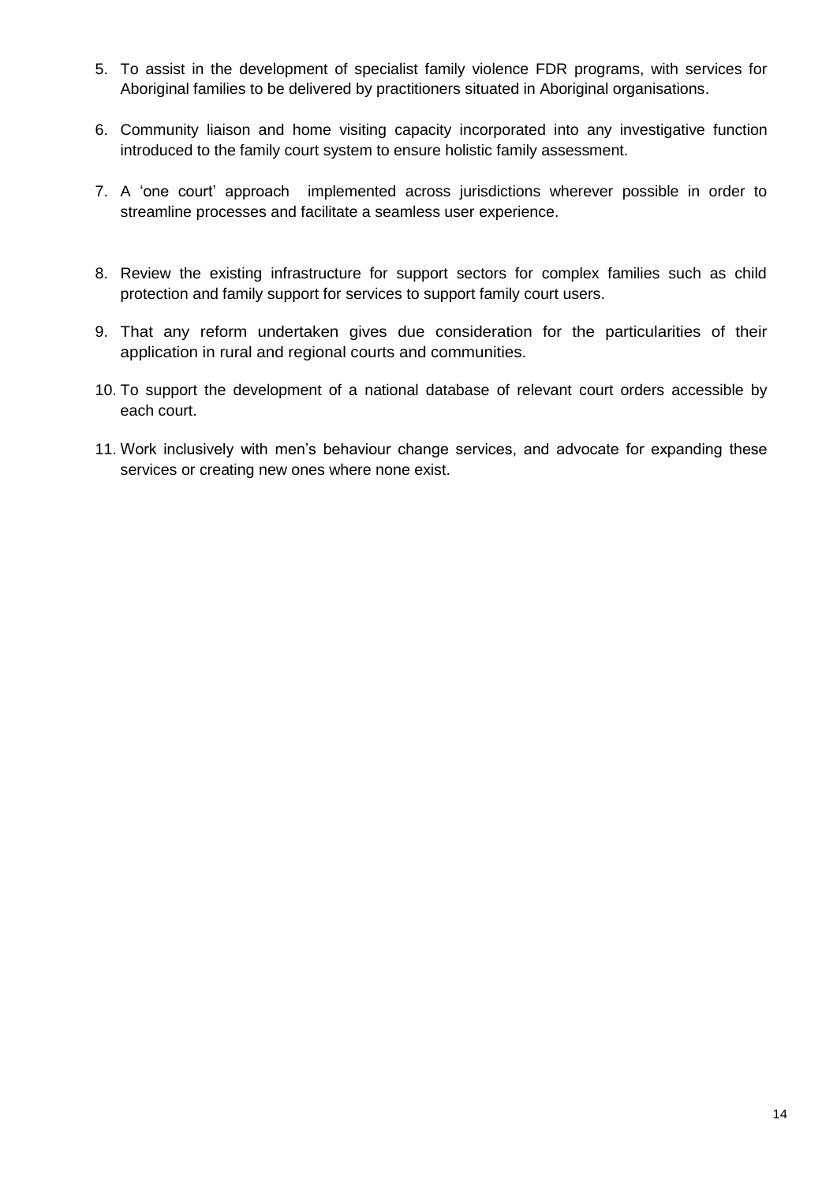5. To assist in the development of specialist family violence FDR programs, with services for Aboriginal families to be delivered by practitioners situated in Aboriginal organisations.

6. Community liaison and home visiting capacity incorporated into any investigative function introduced to the family court system to ensure holistic family assessment.

7. A 'one court' approach implemented across jurisdictions wherever possible in order to streamline processes and facilitate a seamless user experience.

8. Review the existing infrastructure for support sectors for complex families such as child protection and family support for services to support family court users.

9. That any reform undertaken gives due consideration for the particularities of their application in rural and regional courts and communities.

10. To support the development of a national database of relevant court orders accessible by each court.

11. Work inclusively with men's behaviour change services, and advocate for expanding these services or creating new ones where none exist.